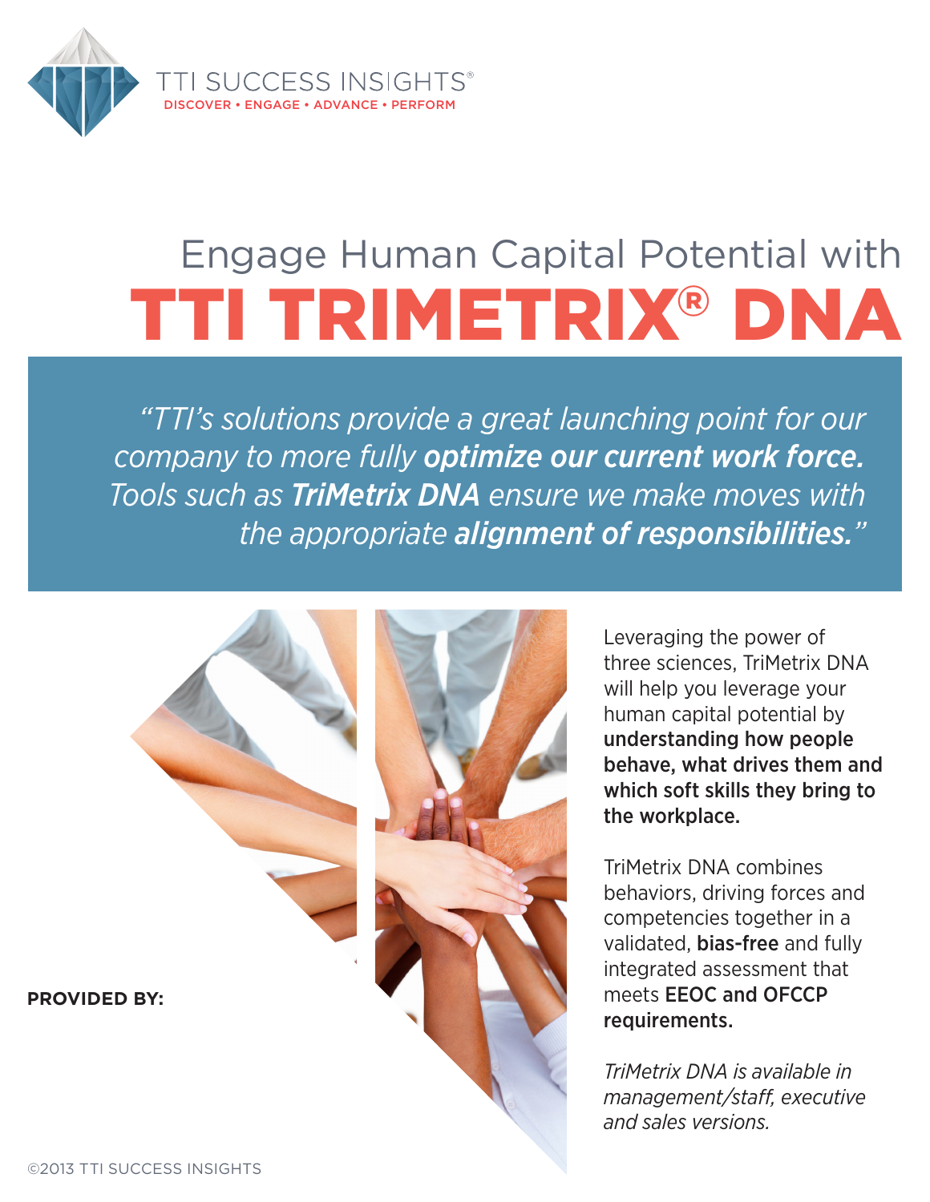TTI SUCCESS INSIGHTS®
DISCOVER • ENGAGE • ADVANCE • PERFORM

# Engage Human Capital Potential with TTI TRIMETRIX® DNA

*"TTI's solutions provide a great launching point for our company to more fully **optimize our current work force.** Tools such as **TriMetrix DNA** ensure we make moves with the appropriate **alignment of responsibilities.**"*

Leveraging the power of three sciences, TriMetrix DNA will help you leverage your human capital potential by **understanding how people behave, what drives them and which soft skills they bring to the workplace.**

TriMetrix DNA combines behaviors, driving forces and competencies together in a validated, **bias-free** and fully integrated assessment that meets **EEOC and OFCCP requirements.**

*TriMetrix DNA is available in management/staff, executive and sales versions.*

**PROVIDED BY:**

©2013 TTI SUCCESS INSIGHTS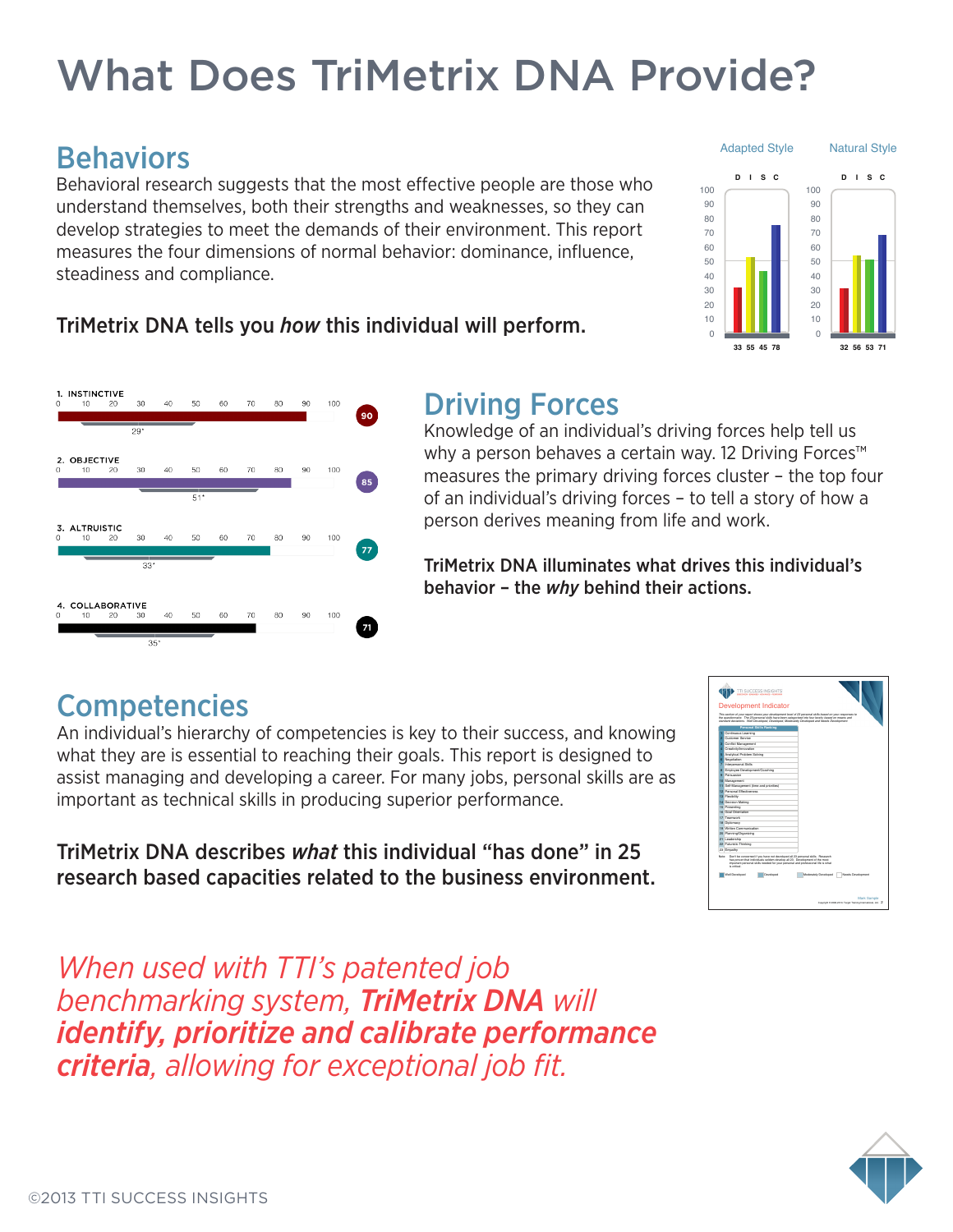# What Does TriMetrix DNA Provide?

## Behaviors

Behavioral research suggests that the most effective people are those who understand themselves, both their strengths and weaknesses, so they can develop strategies to meet the demands of their environment. This report measures the four dimensions of normal behavior: dominance, influence, steadiness and compliance.

**TriMetrix DNA tells you *how* this individual will perform.**

Adapted Style

D I S C

100 90 80 70 60 50 40 30 20 10 0

33 55 45 78

Natural Style

D I S C

100 90 80 70 60 50 40 30 20 10 0

32 56 53 71

1. INSTINCTIVE

0 10 20 30 40 50 60 70 80 90 100

29*

90

2. OBJECTIVE

0 10 20 30 40 50 60 70 80 90 100

51*

85

3. ALTRUISTIC

0 10 20 30 40 50 60 70 80 90 100

33*

77

4. COLLABORATIVE

0 10 20 30 40 50 60 70 80 90 100

35*

71

## Driving Forces

Knowledge of an individual's driving forces help tell us why a person behaves a certain way. 12 Driving Forces™ measures the primary driving forces cluster – the top four of an individual's driving forces – to tell a story of how a person derives meaning from life and work.

**TriMetrix DNA illuminates what drives this individual's behavior – the *why* behind their actions.**

## Competencies

An individual's hierarchy of competencies is key to their success, and knowing what they are is essential to reaching their goals. This report is designed to assist managing and developing a career. For many jobs, personal skills are as important as technical skills in producing superior performance.

**TriMetrix DNA describes *what* this individual "has done" in 25 research based capacities related to the business environment.**

*When used with TTI's patented job benchmarking system, **TriMetrix DNA** will **identify, prioritize and calibrate performance criteria**, allowing for exceptional job fit.*

©2013 TTI SUCCESS INSIGHTS